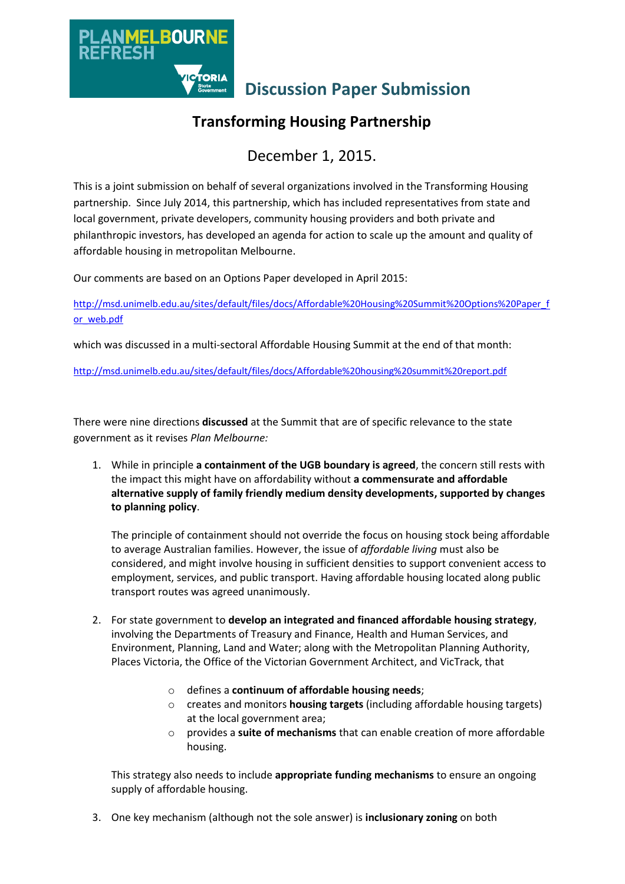# Discussion Paper Submission

## Transforming Housing Partnership

December 1, 2015.

This is a joint submission on behalf of several organizations involved in the Transforming Housing partnership. Since July 2014, this partnership, which has included representatives from state and local government, private developers, community housing providers and both private and philanthropic investors, has developed an agenda for action to scale up the amount and quality of affordable housing in metropolitan Melbourne.

Our comments are based on an Options Paper developed in April 2015:

http://msd.unimelb.edu.au/sites/default/files/docs/Affordable%20Housing%20Summit%20Options%20Paper_for_web.pdf

which was discussed in a multi-sectoral Affordable Housing Summit at the end of that month:

http://msd.unimelb.edu.au/sites/default/files/docs/Affordable%20housing%20summit%20report.pdf

There were nine directions **discussed** at the Summit that are of specific relevance to the state government as it revises *Plan Melbourne:*

1. While in principle **a containment of the UGB boundary is agreed**, the concern still rests with the impact this might have on affordability without **a commensurate and affordable alternative supply of family friendly medium density developments, supported by changes to planning policy**.

   The principle of containment should not override the focus on housing stock being affordable to average Australian families. However, the issue of *affordable living* must also be considered, and might involve housing in sufficient densities to support convenient access to employment, services, and public transport. Having affordable housing located along public transport routes was agreed unanimously.

2. For state government to **develop an integrated and financed affordable housing strategy**, involving the Departments of Treasury and Finance, Health and Human Services, and Environment, Planning, Land and Water; along with the Metropolitan Planning Authority, Places Victoria, the Office of the Victorian Government Architect, and VicTrack, that

   - defines a **continuum of affordable housing needs**;
   - creates and monitors **housing targets** (including affordable housing targets) at the local government area;
   - provides a **suite of mechanisms** that can enable creation of more affordable housing.

   This strategy also needs to include **appropriate funding mechanisms** to ensure an ongoing supply of affordable housing.

3. One key mechanism (although not the sole answer) is **inclusionary zoning** on both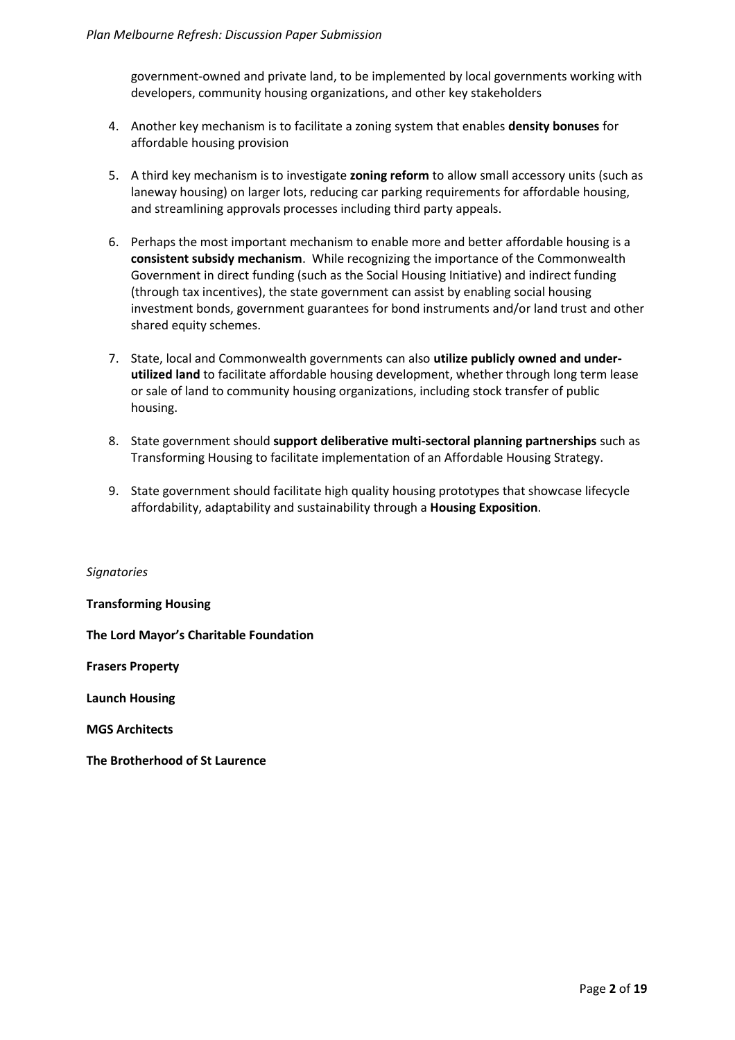government-owned and private land, to be implemented by local governments working with developers, community housing organizations, and other key stakeholders

4. Another key mechanism is to facilitate a zoning system that enables **density bonuses** for affordable housing provision

5. A third key mechanism is to investigate **zoning reform** to allow small accessory units (such as laneway housing) on larger lots, reducing car parking requirements for affordable housing, and streamlining approvals processes including third party appeals.

6. Perhaps the most important mechanism to enable more and better affordable housing is a **consistent subsidy mechanism**. While recognizing the importance of the Commonwealth Government in direct funding (such as the Social Housing Initiative) and indirect funding (through tax incentives), the state government can assist by enabling social housing investment bonds, government guarantees for bond instruments and/or land trust and other shared equity schemes.

7. State, local and Commonwealth governments can also **utilize publicly owned and under-utilized land** to facilitate affordable housing development, whether through long term lease or sale of land to community housing organizations, including stock transfer of public housing.

8. State government should **support deliberative multi-sectoral planning partnerships** such as Transforming Housing to facilitate implementation of an Affordable Housing Strategy.

9. State government should facilitate high quality housing prototypes that showcase lifecycle affordability, adaptability and sustainability through a **Housing Exposition**.

*Signatories*

**Transforming Housing**

**The Lord Mayor's Charitable Foundation**

**Frasers Property**

**Launch Housing**

**MGS Architects**

**The Brotherhood of St Laurence**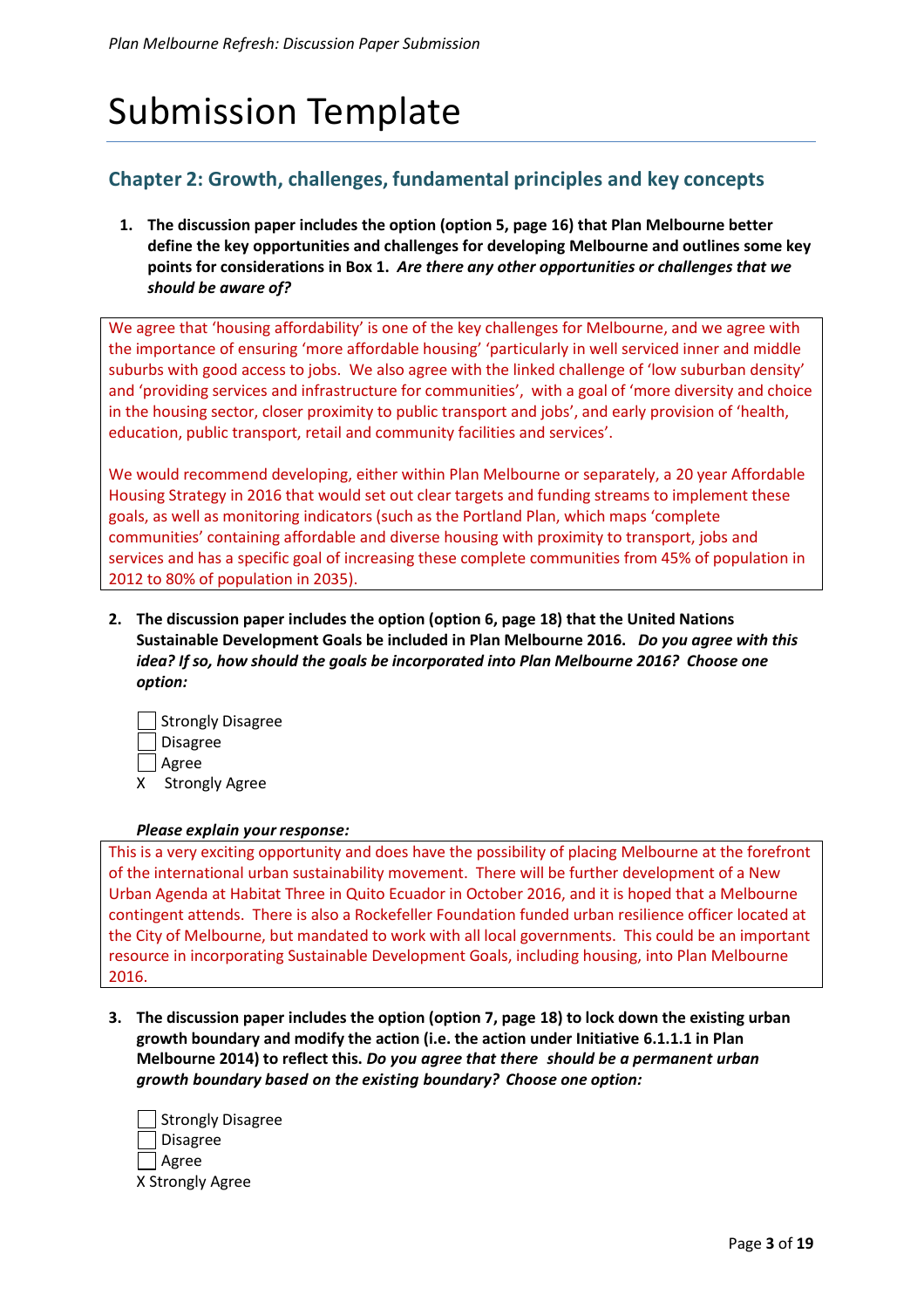# Submission Template

## Chapter 2: Growth, challenges, fundamental principles and key concepts

1. **The discussion paper includes the option (option 5, page 16) that Plan Melbourne better define the key opportunities and challenges for developing Melbourne and outlines some key points for considerations in Box 1. *Are there any other opportunities or challenges that we should be aware of?***

We agree that 'housing affordability' is one of the key challenges for Melbourne, and we agree with the importance of ensuring 'more affordable housing' 'particularly in well serviced inner and middle suburbs with good access to jobs. We also agree with the linked challenge of 'low suburban density' and 'providing services and infrastructure for communities', with a goal of 'more diversity and choice in the housing sector, closer proximity to public transport and jobs', and early provision of 'health, education, public transport, retail and community facilities and services'.

We would recommend developing, either within Plan Melbourne or separately, a 20 year Affordable Housing Strategy in 2016 that would set out clear targets and funding streams to implement these goals, as well as monitoring indicators (such as the Portland Plan, which maps 'complete communities' containing affordable and diverse housing with proximity to transport, jobs and services and has a specific goal of increasing these complete communities from 45% of population in 2012 to 80% of population in 2035).

2. **The discussion paper includes the option (option 6, page 18) that the United Nations Sustainable Development Goals be included in Plan Melbourne 2016. *Do you agree with this idea? If so, how should the goals be incorporated into Plan Melbourne 2016? Choose one option:***

- [ ] Strongly Disagree
- [ ] Disagree
- [ ] Agree
- [x] Strongly Agree

***Please explain your response:***

This is a very exciting opportunity and does have the possibility of placing Melbourne at the forefront of the international urban sustainability movement. There will be further development of a New Urban Agenda at Habitat Three in Quito Ecuador in October 2016, and it is hoped that a Melbourne contingent attends. There is also a Rockefeller Foundation funded urban resilience officer located at the City of Melbourne, but mandated to work with all local governments. This could be an important resource in incorporating Sustainable Development Goals, including housing, into Plan Melbourne 2016.

3. **The discussion paper includes the option (option 7, page 18) to lock down the existing urban growth boundary and modify the action (i.e. the action under Initiative 6.1.1.1 in Plan Melbourne 2014) to reflect this. *Do you agree that there should be a permanent urban growth boundary based on the existing boundary? Choose one option:***

- [ ] Strongly Disagree
- [ ] Disagree
- [ ] Agree
- [x] Strongly Agree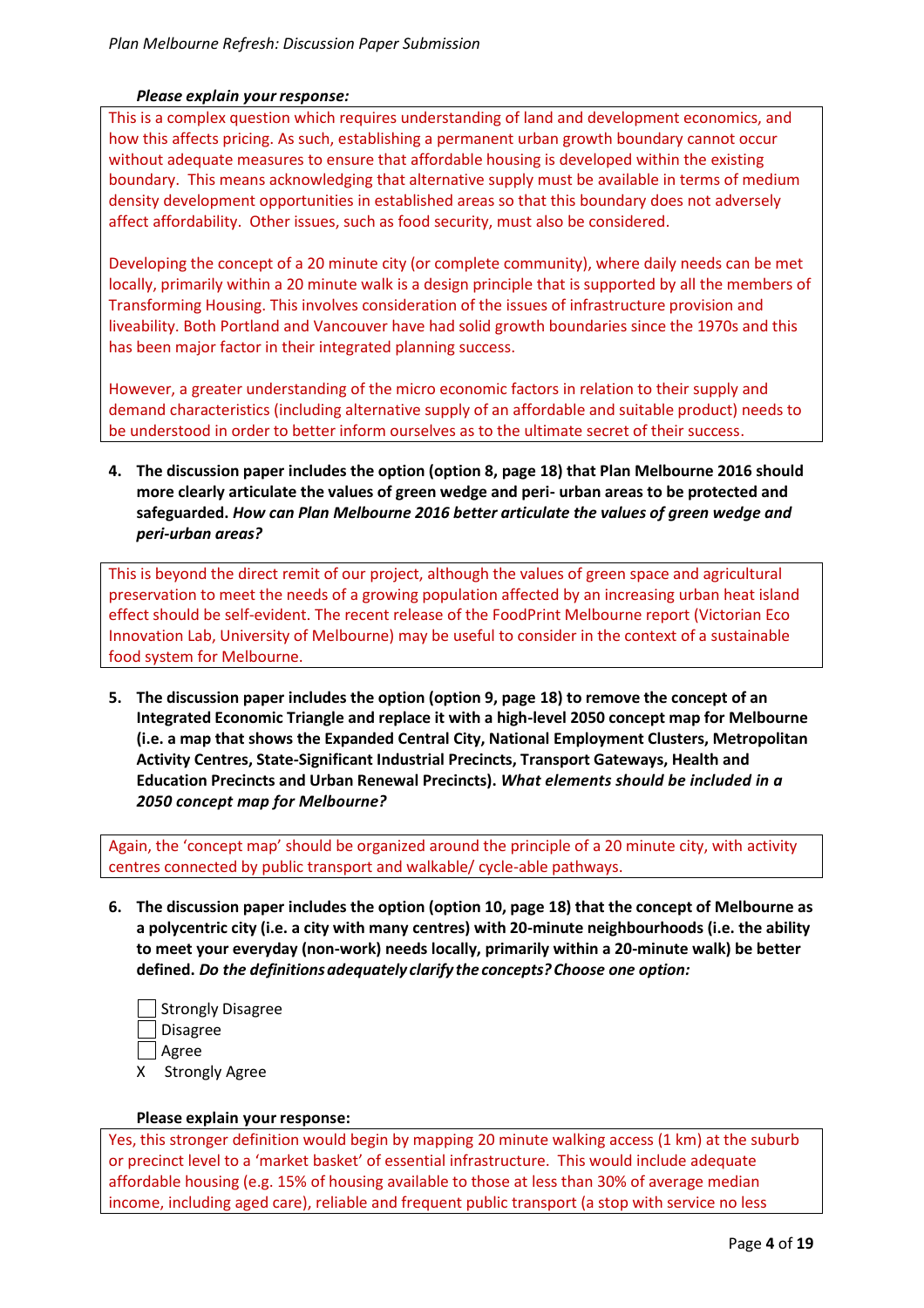***Please explain your response:***

This is a complex question which requires understanding of land and development economics, and how this affects pricing. As such, establishing a permanent urban growth boundary cannot occur without adequate measures to ensure that affordable housing is developed within the existing boundary. This means acknowledging that alternative supply must be available in terms of medium density development opportunities in established areas so that this boundary does not adversely affect affordability. Other issues, such as food security, must also be considered.

Developing the concept of a 20 minute city (or complete community), where daily needs can be met locally, primarily within a 20 minute walk is a design principle that is supported by all the members of Transforming Housing. This involves consideration of the issues of infrastructure provision and liveability. Both Portland and Vancouver have had solid growth boundaries since the 1970s and this has been major factor in their integrated planning success.

However, a greater understanding of the micro economic factors in relation to their supply and demand characteristics (including alternative supply of an affordable and suitable product) needs to be understood in order to better inform ourselves as to the ultimate secret of their success.

4. **The discussion paper includes the option (option 8, page 18) that Plan Melbourne 2016 should more clearly articulate the values of green wedge and peri- urban areas to be protected and safeguarded.** ***How can Plan Melbourne 2016 better articulate the values of green wedge and peri-urban areas?***

This is beyond the direct remit of our project, although the values of green space and agricultural preservation to meet the needs of a growing population affected by an increasing urban heat island effect should be self-evident. The recent release of the FoodPrint Melbourne report (Victorian Eco Innovation Lab, University of Melbourne) may be useful to consider in the context of a sustainable food system for Melbourne.

5. **The discussion paper includes the option (option 9, page 18) to remove the concept of an Integrated Economic Triangle and replace it with a high-level 2050 concept map for Melbourne (i.e. a map that shows the Expanded Central City, National Employment Clusters, Metropolitan Activity Centres, State-Significant Industrial Precincts, Transport Gateways, Health and Education Precincts and Urban Renewal Precincts).** ***What elements should be included in a 2050 concept map for Melbourne?***

Again, the 'concept map' should be organized around the principle of a 20 minute city, with activity centres connected by public transport and walkable/ cycle-able pathways.

6. **The discussion paper includes the option (option 10, page 18) that the concept of Melbourne as a polycentric city (i.e. a city with many centres) with 20-minute neighbourhoods (i.e. the ability to meet your everyday (non-work) needs locally, primarily within a 20-minute walk) be better defined.** ***Do the definitions adequately clarify the concepts? Choose one option:***

- [ ] Strongly Disagree
- [ ] Disagree
- [ ] Agree
- [x] Strongly Agree

**Please explain your response:**

Yes, this stronger definition would begin by mapping 20 minute walking access (1 km) at the suburb or precinct level to a 'market basket' of essential infrastructure. This would include adequate affordable housing (e.g. 15% of housing available to those at less than 30% of average median income, including aged care), reliable and frequent public transport (a stop with service no less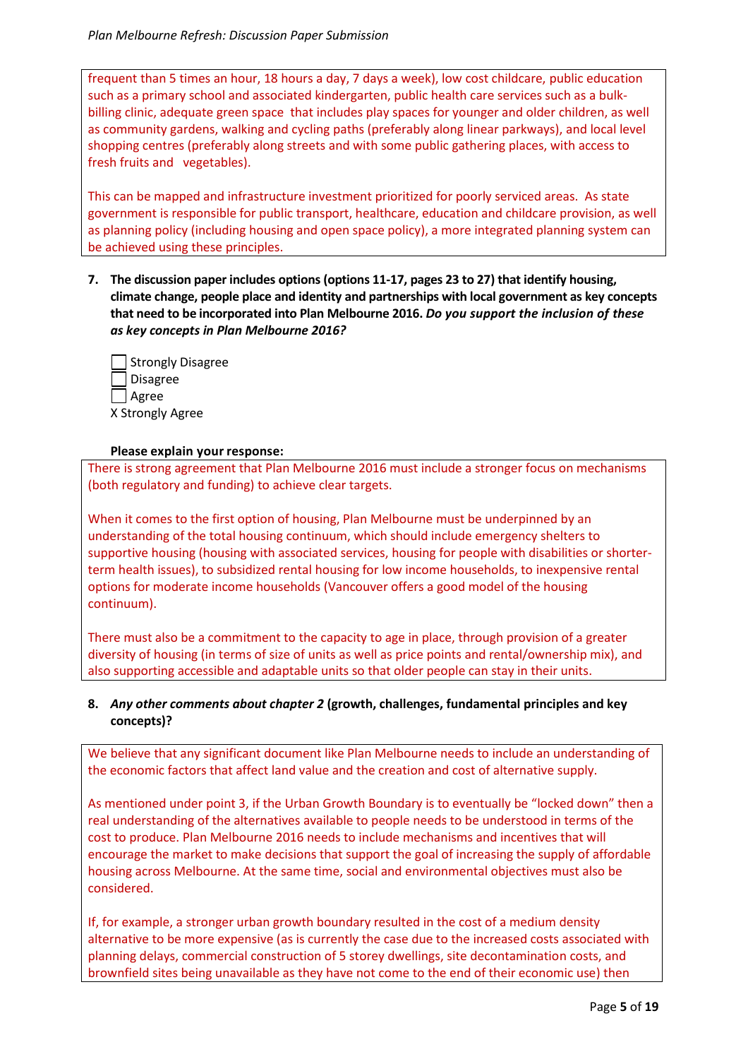frequent than 5 times an hour, 18 hours a day, 7 days a week), low cost childcare, public education such as a primary school and associated kindergarten, public health care services such as a bulk-billing clinic, adequate green space that includes play spaces for younger and older children, as well as community gardens, walking and cycling paths (preferably along linear parkways), and local level shopping centres (preferably along streets and with some public gathering places, with access to fresh fruits and vegetables).

This can be mapped and infrastructure investment prioritized for poorly serviced areas. As state government is responsible for public transport, healthcare, education and childcare provision, as well as planning policy (including housing and open space policy), a more integrated planning system can be achieved using these principles.

7. **The discussion paper includes options (options 11-17, pages 23 to 27) that identify housing, climate change, people place and identity and partnerships with local government as key concepts that need to be incorporated into Plan Melbourne 2016.** ***Do you support the inclusion of these as key concepts in Plan Melbourne 2016?***

   - [ ] Strongly Disagree
   - [ ] Disagree
   - [ ] Agree
   - [x] Strongly Agree

   **Please explain your response:**

There is strong agreement that Plan Melbourne 2016 must include a stronger focus on mechanisms (both regulatory and funding) to achieve clear targets.

When it comes to the first option of housing, Plan Melbourne must be underpinned by an understanding of the total housing continuum, which should include emergency shelters to supportive housing (housing with associated services, housing for people with disabilities or shorter-term health issues), to subsidized rental housing for low income households, to inexpensive rental options for moderate income households (Vancouver offers a good model of the housing continuum).

There must also be a commitment to the capacity to age in place, through provision of a greater diversity of housing (in terms of size of units as well as price points and rental/ownership mix), and also supporting accessible and adaptable units so that older people can stay in their units.

8. ***Any other comments about chapter 2*** **(growth, challenges, fundamental principles and key concepts)?**

We believe that any significant document like Plan Melbourne needs to include an understanding of the economic factors that affect land value and the creation and cost of alternative supply.

As mentioned under point 3, if the Urban Growth Boundary is to eventually be "locked down" then a real understanding of the alternatives available to people needs to be understood in terms of the cost to produce. Plan Melbourne 2016 needs to include mechanisms and incentives that will encourage the market to make decisions that support the goal of increasing the supply of affordable housing across Melbourne. At the same time, social and environmental objectives must also be considered.

If, for example, a stronger urban growth boundary resulted in the cost of a medium density alternative to be more expensive (as is currently the case due to the increased costs associated with planning delays, commercial construction of 5 storey dwellings, site decontamination costs, and brownfield sites being unavailable as they have not come to the end of their economic use) then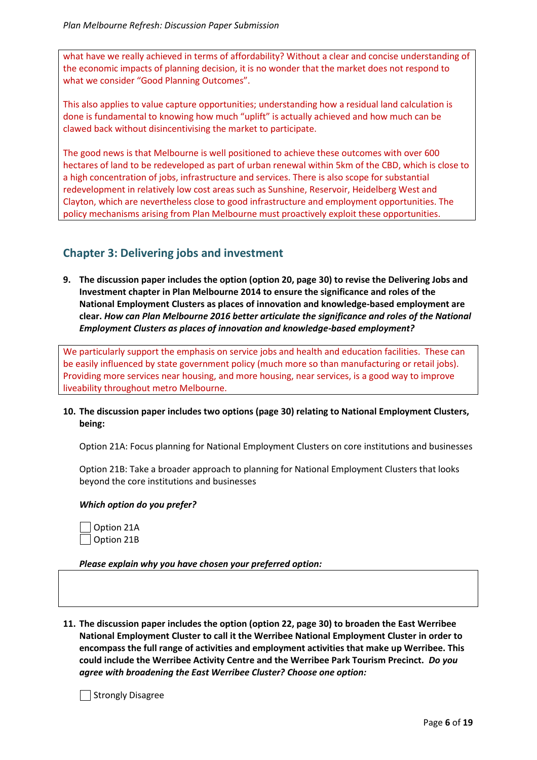what have we really achieved in terms of affordability? Without a clear and concise understanding of the economic impacts of planning decision, it is no wonder that the market does not respond to what we consider "Good Planning Outcomes".

This also applies to value capture opportunities; understanding how a residual land calculation is done is fundamental to knowing how much "uplift" is actually achieved and how much can be clawed back without disincentivising the market to participate.

The good news is that Melbourne is well positioned to achieve these outcomes with over 600 hectares of land to be redeveloped as part of urban renewal within 5km of the CBD, which is close to a high concentration of jobs, infrastructure and services. There is also scope for substantial redevelopment in relatively low cost areas such as Sunshine, Reservoir, Heidelberg West and Clayton, which are nevertheless close to good infrastructure and employment opportunities. The policy mechanisms arising from Plan Melbourne must proactively exploit these opportunities.

## Chapter 3: Delivering jobs and investment

**9. The discussion paper includes the option (option 20, page 30) to revise the Delivering Jobs and Investment chapter in Plan Melbourne 2014 to ensure the significance and roles of the National Employment Clusters as places of innovation and knowledge-based employment are clear.** ***How can Plan Melbourne 2016 better articulate the significance and roles of the National Employment Clusters as places of innovation and knowledge-based employment?***

We particularly support the emphasis on service jobs and health and education facilities. These can be easily influenced by state government policy (much more so than manufacturing or retail jobs). Providing more services near housing, and more housing, near services, is a good way to improve liveability throughout metro Melbourne.

**10. The discussion paper includes two options (page 30) relating to National Employment Clusters, being:**

Option 21A: Focus planning for National Employment Clusters on core institutions and businesses

Option 21B: Take a broader approach to planning for National Employment Clusters that looks beyond the core institutions and businesses

***Which option do you prefer?***

☐ Option 21A
☐ Option 21B

***Please explain why you have chosen your preferred option:***

**11. The discussion paper includes the option (option 22, page 30) to broaden the East Werribee National Employment Cluster to call it the Werribee National Employment Cluster in order to encompass the full range of activities and employment activities that make up Werribee. This could include the Werribee Activity Centre and the Werribee Park Tourism Precinct.** ***Do you agree with broadening the East Werribee Cluster? Choose one option:***

☐ Strongly Disagree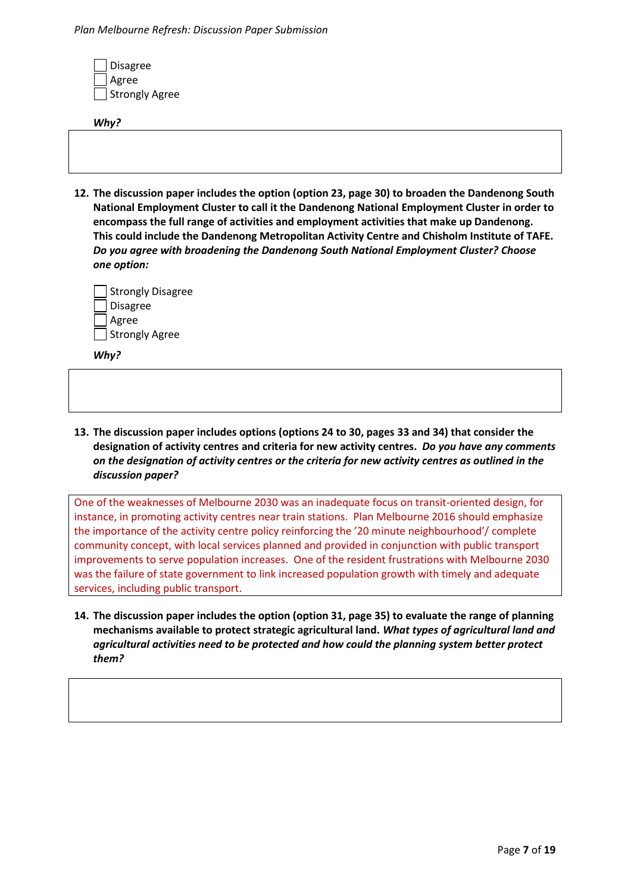- [ ] Disagree
- [ ] Agree
- [ ] Strongly Agree

***Why?***

**12. The discussion paper includes the option (option 23, page 30) to broaden the Dandenong South National Employment Cluster to call it the Dandenong National Employment Cluster in order to encompass the full range of activities and employment activities that make up Dandenong. This could include the Dandenong Metropolitan Activity Centre and Chisholm Institute of TAFE.** ***Do you agree with broadening the Dandenong South National Employment Cluster? Choose one option:***

- [ ] Strongly Disagree
- [ ] Disagree
- [ ] Agree
- [ ] Strongly Agree

***Why?***

**13. The discussion paper includes options (options 24 to 30, pages 33 and 34) that consider the designation of activity centres and criteria for new activity centres.** ***Do you have any comments on the designation of activity centres or the criteria for new activity centres as outlined in the discussion paper?***

One of the weaknesses of Melbourne 2030 was an inadequate focus on transit-oriented design, for instance, in promoting activity centres near train stations. Plan Melbourne 2016 should emphasize the importance of the activity centre policy reinforcing the '20 minute neighbourhood'/ complete community concept, with local services planned and provided in conjunction with public transport improvements to serve population increases. One of the resident frustrations with Melbourne 2030 was the failure of state government to link increased population growth with timely and adequate services, including public transport.

**14. The discussion paper includes the option (option 31, page 35) to evaluate the range of planning mechanisms available to protect strategic agricultural land.** ***What types of agricultural land and agricultural activities need to be protected and how could the planning system better protect them?***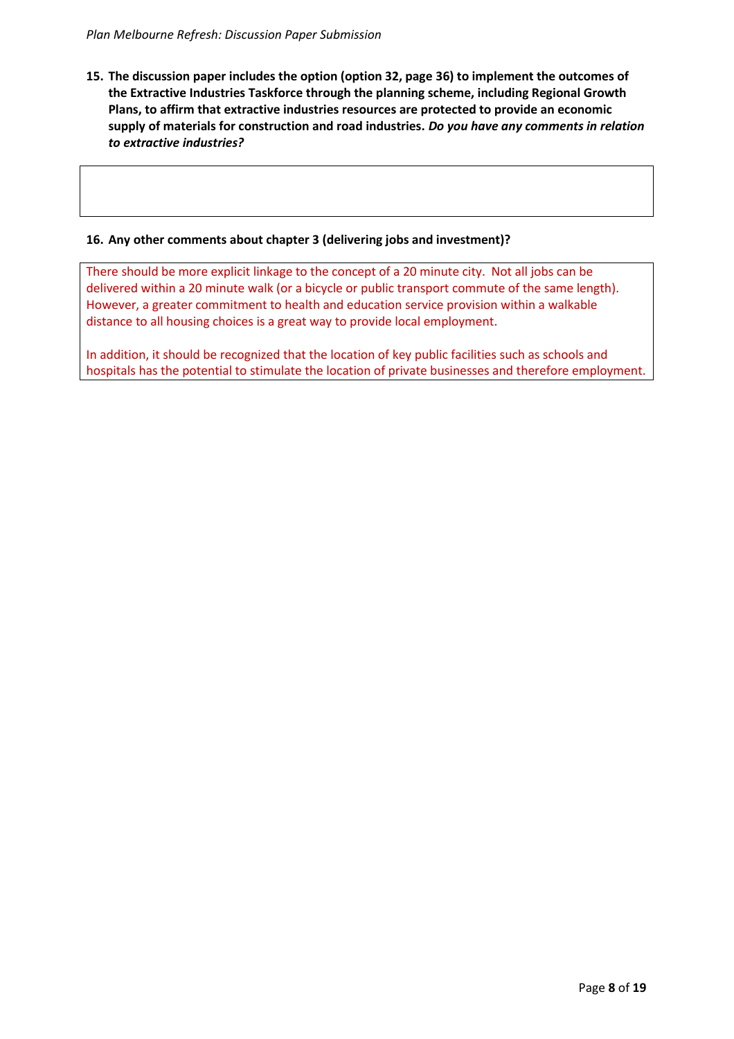**15. The discussion paper includes the option (option 32, page 36) to implement the outcomes of the Extractive Industries Taskforce through the planning scheme, including Regional Growth Plans, to affirm that extractive industries resources are protected to provide an economic supply of materials for construction and road industries.** ***Do you have any comments in relation to extractive industries?***

**16. Any other comments about chapter 3 (delivering jobs and investment)?**

There should be more explicit linkage to the concept of a 20 minute city. Not all jobs can be delivered within a 20 minute walk (or a bicycle or public transport commute of the same length). However, a greater commitment to health and education service provision within a walkable distance to all housing choices is a great way to provide local employment.

In addition, it should be recognized that the location of key public facilities such as schools and hospitals has the potential to stimulate the location of private businesses and therefore employment.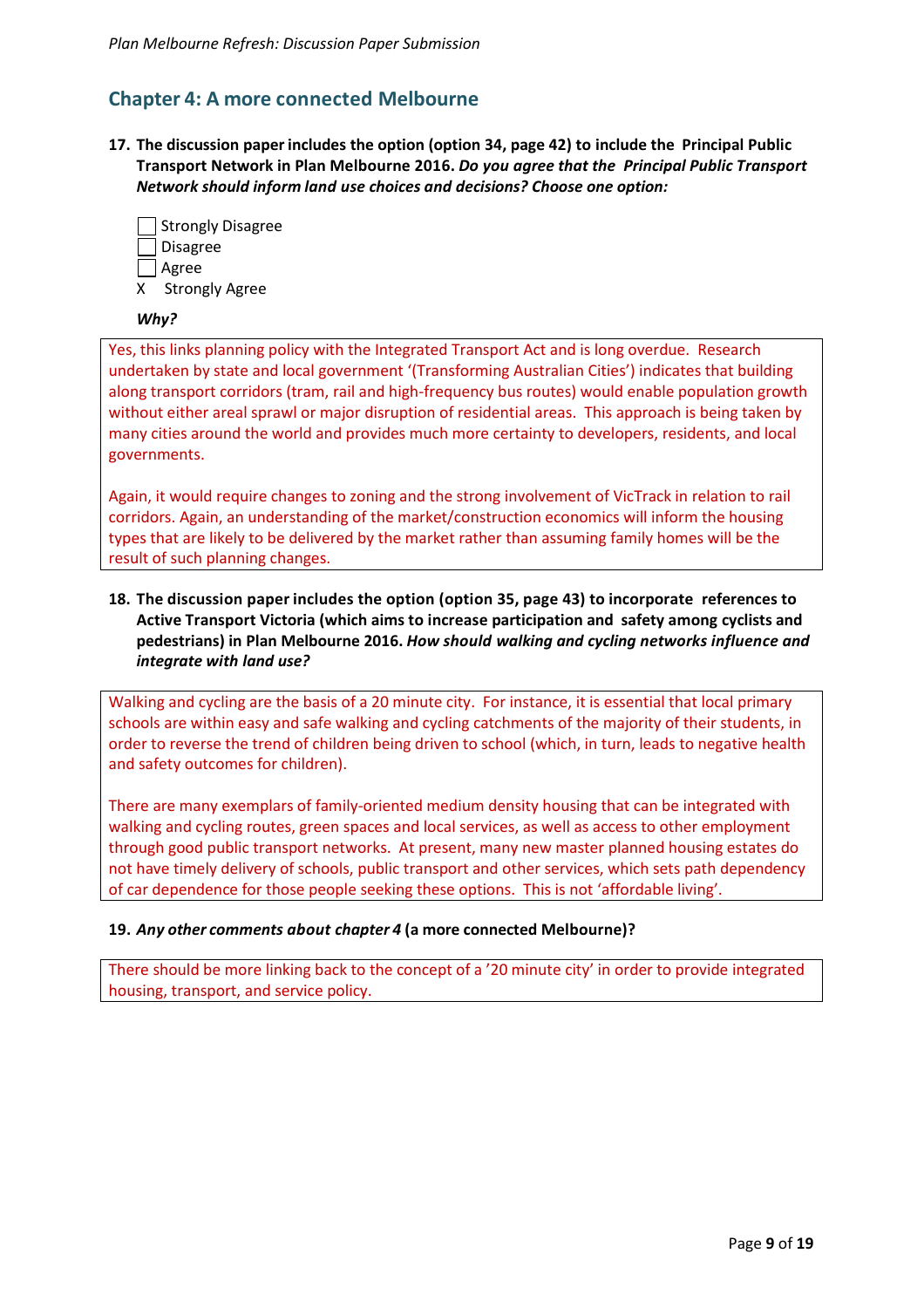## Chapter 4: A more connected Melbourne

**17. The discussion paper includes the option (option 34, page 42) to include the Principal Public Transport Network in Plan Melbourne 2016.** ***Do you agree that the Principal Public Transport Network should inform land use choices and decisions? Choose one option:***

- [ ] Strongly Disagree
- [ ] Disagree
- [ ] Agree
- [x] Strongly Agree

***Why?***

Yes, this links planning policy with the Integrated Transport Act and is long overdue. Research undertaken by state and local government '(Transforming Australian Cities') indicates that building along transport corridors (tram, rail and high-frequency bus routes) would enable population growth without either areal sprawl or major disruption of residential areas. This approach is being taken by many cities around the world and provides much more certainty to developers, residents, and local governments.

Again, it would require changes to zoning and the strong involvement of VicTrack in relation to rail corridors. Again, an understanding of the market/construction economics will inform the housing types that are likely to be delivered by the market rather than assuming family homes will be the result of such planning changes.

**18. The discussion paper includes the option (option 35, page 43) to incorporate references to Active Transport Victoria (which aims to increase participation and safety among cyclists and pedestrians) in Plan Melbourne 2016.** ***How should walking and cycling networks influence and integrate with land use?***

Walking and cycling are the basis of a 20 minute city. For instance, it is essential that local primary schools are within easy and safe walking and cycling catchments of the majority of their students, in order to reverse the trend of children being driven to school (which, in turn, leads to negative health and safety outcomes for children).

There are many exemplars of family-oriented medium density housing that can be integrated with walking and cycling routes, green spaces and local services, as well as access to other employment through good public transport networks. At present, many new master planned housing estates do not have timely delivery of schools, public transport and other services, which sets path dependency of car dependence for those people seeking these options. This is not 'affordable living'.

**19.** ***Any other comments about chapter 4*** **(a more connected Melbourne)?**

There should be more linking back to the concept of a '20 minute city' in order to provide integrated housing, transport, and service policy.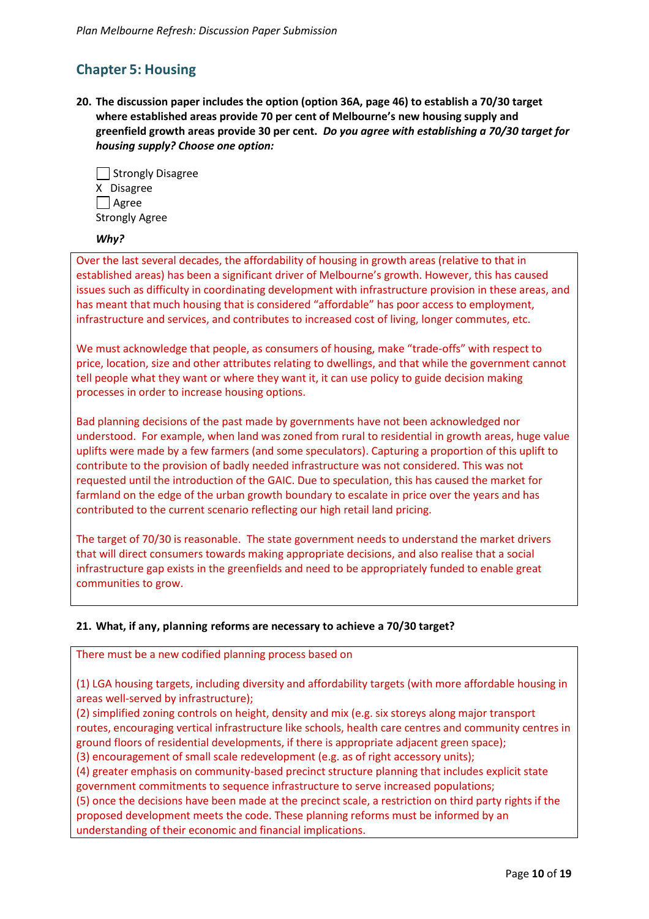## Chapter 5: Housing

**20. The discussion paper includes the option (option 36A, page 46) to establish a 70/30 target where established areas provide 70 per cent of Melbourne's new housing supply and greenfield growth areas provide 30 per cent.** ***Do you agree with establishing a 70/30 target for housing supply? Choose one option:***

☐ Strongly Disagree
X Disagree
☐ Agree
Strongly Agree

***Why?***

Over the last several decades, the affordability of housing in growth areas (relative to that in established areas) has been a significant driver of Melbourne's growth. However, this has caused issues such as difficulty in coordinating development with infrastructure provision in these areas, and has meant that much housing that is considered "affordable" has poor access to employment, infrastructure and services, and contributes to increased cost of living, longer commutes, etc.

We must acknowledge that people, as consumers of housing, make "trade-offs" with respect to price, location, size and other attributes relating to dwellings, and that while the government cannot tell people what they want or where they want it, it can use policy to guide decision making processes in order to increase housing options.

Bad planning decisions of the past made by governments have not been acknowledged nor understood. For example, when land was zoned from rural to residential in growth areas, huge value uplifts were made by a few farmers (and some speculators). Capturing a proportion of this uplift to contribute to the provision of badly needed infrastructure was not considered. This was not requested until the introduction of the GAIC. Due to speculation, this has caused the market for farmland on the edge of the urban growth boundary to escalate in price over the years and has contributed to the current scenario reflecting our high retail land pricing.

The target of 70/30 is reasonable. The state government needs to understand the market drivers that will direct consumers towards making appropriate decisions, and also realise that a social infrastructure gap exists in the greenfields and need to be appropriately funded to enable great communities to grow.

**21. What, if any, planning reforms are necessary to achieve a 70/30 target?**

There must be a new codified planning process based on

(1) LGA housing targets, including diversity and affordability targets (with more affordable housing in areas well-served by infrastructure);
(2) simplified zoning controls on height, density and mix (e.g. six storeys along major transport routes, encouraging vertical infrastructure like schools, health care centres and community centres in ground floors of residential developments, if there is appropriate adjacent green space);
(3) encouragement of small scale redevelopment (e.g. as of right accessory units);
(4) greater emphasis on community-based precinct structure planning that includes explicit state government commitments to sequence infrastructure to serve increased populations;
(5) once the decisions have been made at the precinct scale, a restriction on third party rights if the proposed development meets the code. These planning reforms must be informed by an understanding of their economic and financial implications.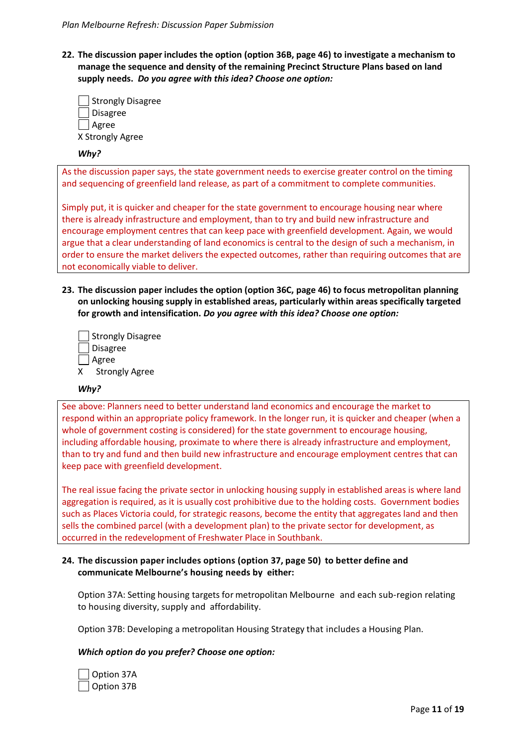**22. The discussion paper includes the option (option 36B, page 46) to investigate a mechanism to manage the sequence and density of the remaining Precinct Structure Plans based on land supply needs.** ***Do you agree with this idea? Choose one option:***

☐ Strongly Disagree
☐ Disagree
☐ Agree
X Strongly Agree

***Why?***

As the discussion paper says, the state government needs to exercise greater control on the timing and sequencing of greenfield land release, as part of a commitment to complete communities.

Simply put, it is quicker and cheaper for the state government to encourage housing near where there is already infrastructure and employment, than to try and build new infrastructure and encourage employment centres that can keep pace with greenfield development. Again, we would argue that a clear understanding of land economics is central to the design of such a mechanism, in order to ensure the market delivers the expected outcomes, rather than requiring outcomes that are not economically viable to deliver.

**23. The discussion paper includes the option (option 36C, page 46) to focus metropolitan planning on unlocking housing supply in established areas, particularly within areas specifically targeted for growth and intensification.** ***Do you agree with this idea? Choose one option:***

☐ Strongly Disagree
☐ Disagree
☐ Agree
X Strongly Agree

***Why?***

See above: Planners need to better understand land economics and encourage the market to respond within an appropriate policy framework. In the longer run, it is quicker and cheaper (when a whole of government costing is considered) for the state government to encourage housing, including affordable housing, proximate to where there is already infrastructure and employment, than to try and fund and then build new infrastructure and encourage employment centres that can keep pace with greenfield development.

The real issue facing the private sector in unlocking housing supply in established areas is where land aggregation is required, as it is usually cost prohibitive due to the holding costs. Government bodies such as Places Victoria could, for strategic reasons, become the entity that aggregates land and then sells the combined parcel (with a development plan) to the private sector for development, as occurred in the redevelopment of Freshwater Place in Southbank.

**24. The discussion paper includes options (option 37, page 50) to better define and communicate Melbourne's housing needs by either:**

Option 37A: Setting housing targets for metropolitan Melbourne and each sub-region relating to housing diversity, supply and affordability.

Option 37B: Developing a metropolitan Housing Strategy that includes a Housing Plan.

***Which option do you prefer? Choose one option:***

☐ Option 37A
☐ Option 37B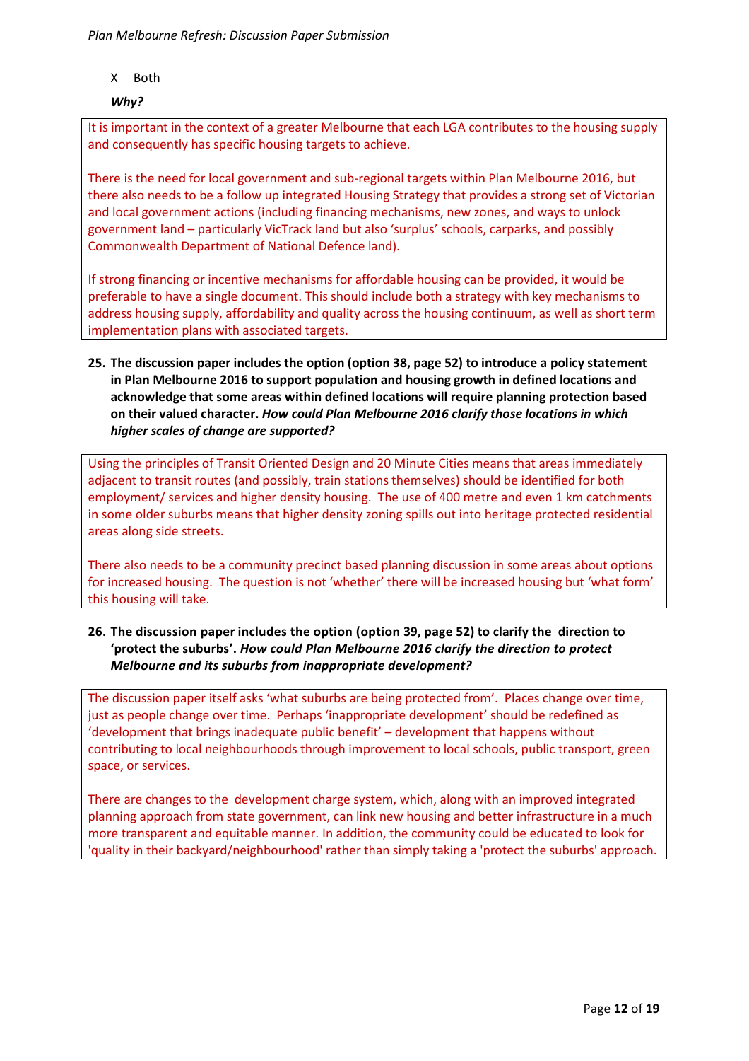X Both

***Why?***

It is important in the context of a greater Melbourne that each LGA contributes to the housing supply and consequently has specific housing targets to achieve.

There is the need for local government and sub-regional targets within Plan Melbourne 2016, but there also needs to be a follow up integrated Housing Strategy that provides a strong set of Victorian and local government actions (including financing mechanisms, new zones, and ways to unlock government land – particularly VicTrack land but also 'surplus' schools, carparks, and possibly Commonwealth Department of National Defence land).

If strong financing or incentive mechanisms for affordable housing can be provided, it would be preferable to have a single document. This should include both a strategy with key mechanisms to address housing supply, affordability and quality across the housing continuum, as well as short term implementation plans with associated targets.

**25. The discussion paper includes the option (option 38, page 52) to introduce a policy statement in Plan Melbourne 2016 to support population and housing growth in defined locations and acknowledge that some areas within defined locations will require planning protection based on their valued character. *How could Plan Melbourne 2016 clarify those locations in which higher scales of change are supported?***

Using the principles of Transit Oriented Design and 20 Minute Cities means that areas immediately adjacent to transit routes (and possibly, train stations themselves) should be identified for both employment/ services and higher density housing. The use of 400 metre and even 1 km catchments in some older suburbs means that higher density zoning spills out into heritage protected residential areas along side streets.

There also needs to be a community precinct based planning discussion in some areas about options for increased housing. The question is not 'whether' there will be increased housing but 'what form' this housing will take.

**26. The discussion paper includes the option (option 39, page 52) to clarify the direction to 'protect the suburbs'. *How could Plan Melbourne 2016 clarify the direction to protect Melbourne and its suburbs from inappropriate development?***

The discussion paper itself asks 'what suburbs are being protected from'. Places change over time, just as people change over time. Perhaps 'inappropriate development' should be redefined as 'development that brings inadequate public benefit' – development that happens without contributing to local neighbourhoods through improvement to local schools, public transport, green space, or services.

There are changes to the development charge system, which, along with an improved integrated planning approach from state government, can link new housing and better infrastructure in a much more transparent and equitable manner. In addition, the community could be educated to look for 'quality in their backyard/neighbourhood' rather than simply taking a 'protect the suburbs' approach.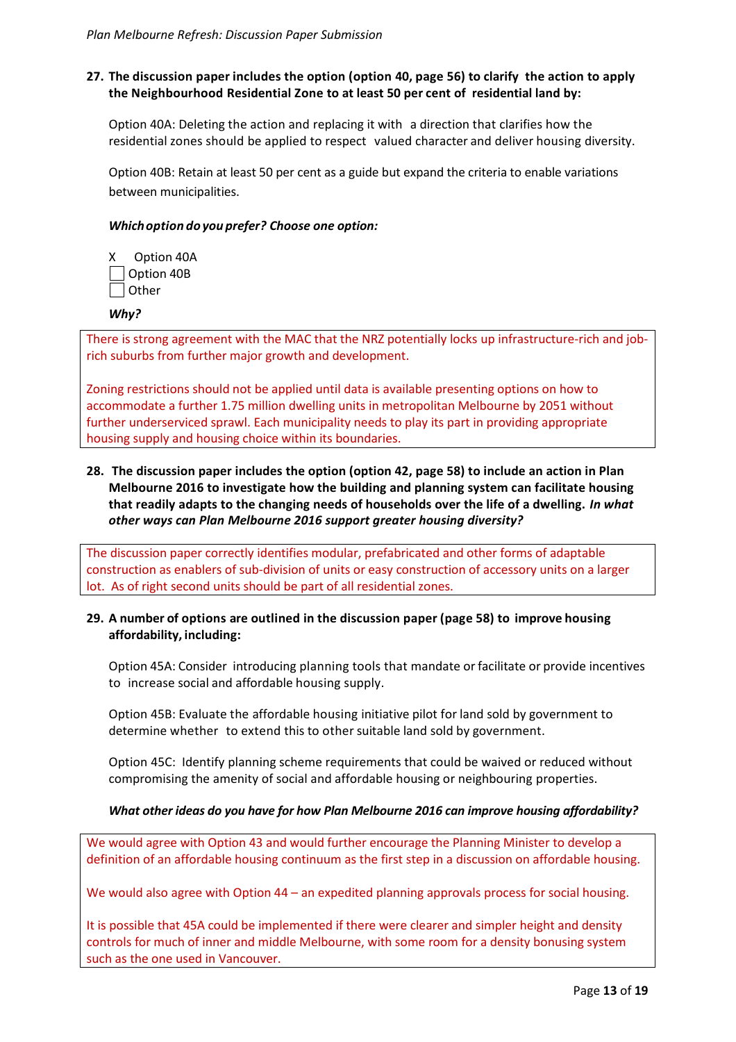**27. The discussion paper includes the option (option 40, page 56) to clarify the action to apply the Neighbourhood Residential Zone to at least 50 per cent of residential land by:**

Option 40A: Deleting the action and replacing it with a direction that clarifies how the residential zones should be applied to respect valued character and deliver housing diversity.

Option 40B: Retain at least 50 per cent as a guide but expand the criteria to enable variations between municipalities.

***Which option do you prefer? Choose one option:***

- X Option 40A
- ☐ Option 40B
- ☐ Other

***Why?***

There is strong agreement with the MAC that the NRZ potentially locks up infrastructure-rich and job-rich suburbs from further major growth and development.

Zoning restrictions should not be applied until data is available presenting options on how to accommodate a further 1.75 million dwelling units in metropolitan Melbourne by 2051 without further underserviced sprawl. Each municipality needs to play its part in providing appropriate housing supply and housing choice within its boundaries.

**28. The discussion paper includes the option (option 42, page 58) to include an action in Plan Melbourne 2016 to investigate how the building and planning system can facilitate housing that readily adapts to the changing needs of households over the life of a dwelling. *In what other ways can Plan Melbourne 2016 support greater housing diversity?***

The discussion paper correctly identifies modular, prefabricated and other forms of adaptable construction as enablers of sub-division of units or easy construction of accessory units on a larger lot. As of right second units should be part of all residential zones.

**29. A number of options are outlined in the discussion paper (page 58) to improve housing affordability, including:**

Option 45A: Consider introducing planning tools that mandate or facilitate or provide incentives to increase social and affordable housing supply.

Option 45B: Evaluate the affordable housing initiative pilot for land sold by government to determine whether to extend this to other suitable land sold by government.

Option 45C: Identify planning scheme requirements that could be waived or reduced without compromising the amenity of social and affordable housing or neighbouring properties.

***What other ideas do you have for how Plan Melbourne 2016 can improve housing affordability?***

We would agree with Option 43 and would further encourage the Planning Minister to develop a definition of an affordable housing continuum as the first step in a discussion on affordable housing.

We would also agree with Option 44 – an expedited planning approvals process for social housing.

It is possible that 45A could be implemented if there were clearer and simpler height and density controls for much of inner and middle Melbourne, with some room for a density bonusing system such as the one used in Vancouver.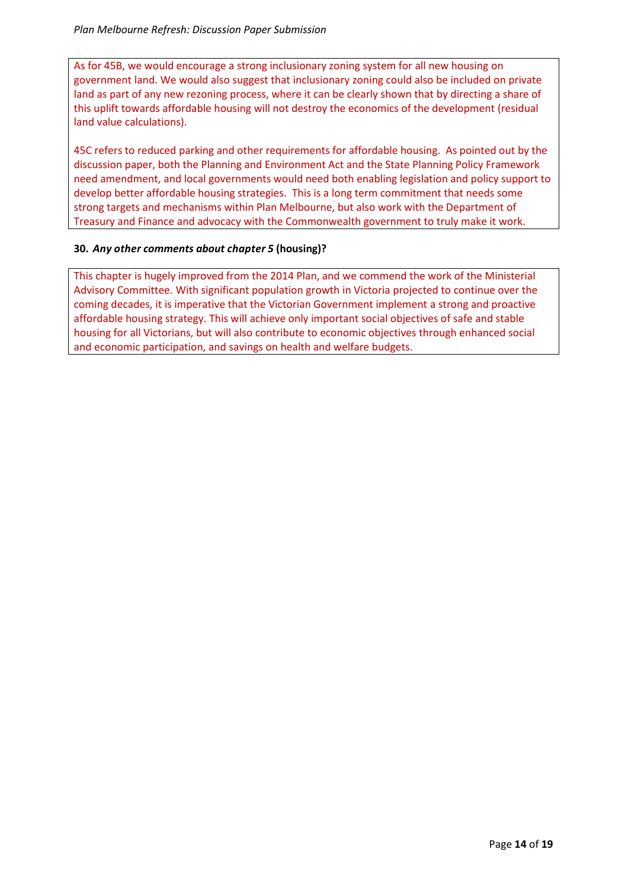As for 45B, we would encourage a strong inclusionary zoning system for all new housing on government land. We would also suggest that inclusionary zoning could also be included on private land as part of any new rezoning process, where it can be clearly shown that by directing a share of this uplift towards affordable housing will not destroy the economics of the development (residual land value calculations).

45C refers to reduced parking and other requirements for affordable housing. As pointed out by the discussion paper, both the Planning and Environment Act and the State Planning Policy Framework need amendment, and local governments would need both enabling legislation and policy support to develop better affordable housing strategies. This is a long term commitment that needs some strong targets and mechanisms within Plan Melbourne, but also work with the Department of Treasury and Finance and advocacy with the Commonwealth government to truly make it work.

**30.** ***Any other comments about chapter 5*** **(housing)?**

This chapter is hugely improved from the 2014 Plan, and we commend the work of the Ministerial Advisory Committee. With significant population growth in Victoria projected to continue over the coming decades, it is imperative that the Victorian Government implement a strong and proactive affordable housing strategy. This will achieve only important social objectives of safe and stable housing for all Victorians, but will also contribute to economic objectives through enhanced social and economic participation, and savings on health and welfare budgets.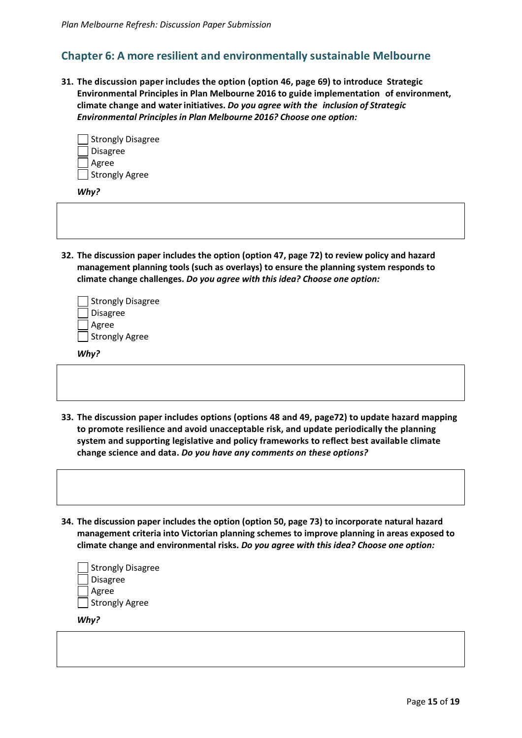## Chapter 6: A more resilient and environmentally sustainable Melbourne

**31. The discussion paper includes the option (option 46, page 69) to introduce Strategic Environmental Principles in Plan Melbourne 2016 to guide implementation of environment, climate change and water initiatives.** ***Do you agree with the inclusion of Strategic Environmental Principles in Plan Melbourne 2016? Choose one option:***

- [ ] Strongly Disagree
- [ ] Disagree
- [ ] Agree
- [ ] Strongly Agree

***Why?***

**32. The discussion paper includes the option (option 47, page 72) to review policy and hazard management planning tools (such as overlays) to ensure the planning system responds to climate change challenges.** ***Do you agree with this idea? Choose one option:***

- [ ] Strongly Disagree
- [ ] Disagree
- [ ] Agree
- [ ] Strongly Agree

***Why?***

**33. The discussion paper includes options (options 48 and 49, page72) to update hazard mapping to promote resilience and avoid unacceptable risk, and update periodically the planning system and supporting legislative and policy frameworks to reflect best available climate change science and data.** ***Do you have any comments on these options?***

**34. The discussion paper includes the option (option 50, page 73) to incorporate natural hazard management criteria into Victorian planning schemes to improve planning in areas exposed to climate change and environmental risks.** ***Do you agree with this idea? Choose one option:***

- [ ] Strongly Disagree
- [ ] Disagree
- [ ] Agree
- [ ] Strongly Agree

***Why?***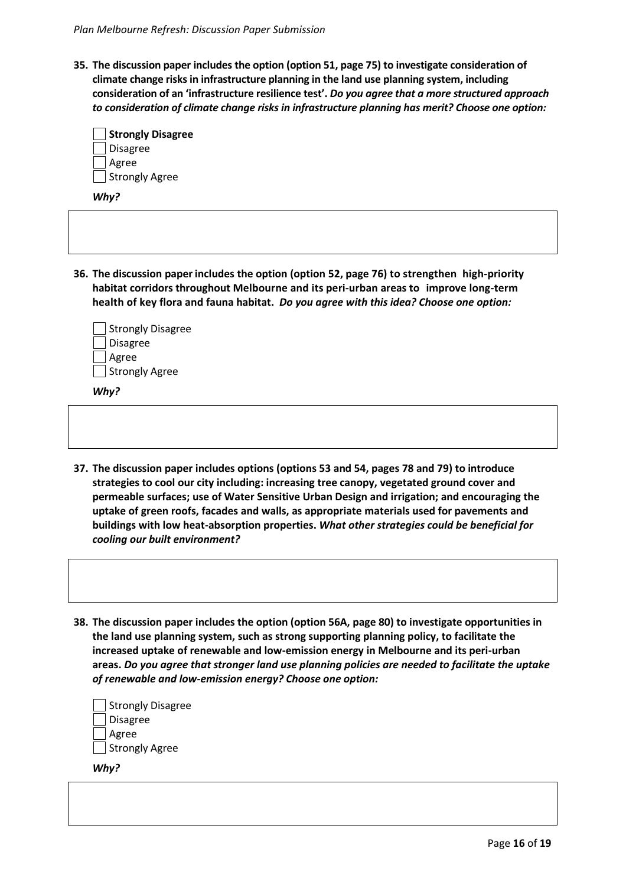**35. The discussion paper includes the option (option 51, page 75) to investigate consideration of climate change risks in infrastructure planning in the land use planning system, including consideration of an 'infrastructure resilience test'.** ***Do you agree that a more structured approach to consideration of climate change risks in infrastructure planning has merit? Choose one option:***

- [ ] **Strongly Disagree**
- [ ] Disagree
- [ ] Agree
- [ ] Strongly Agree

***Why?***

**36. The discussion paper includes the option (option 52, page 76) to strengthen high-priority habitat corridors throughout Melbourne and its peri-urban areas to improve long-term health of key flora and fauna habitat.** ***Do you agree with this idea? Choose one option:***

- [ ] Strongly Disagree
- [ ] Disagree
- [ ] Agree
- [ ] Strongly Agree

***Why?***

**37. The discussion paper includes options (options 53 and 54, pages 78 and 79) to introduce strategies to cool our city including: increasing tree canopy, vegetated ground cover and permeable surfaces; use of Water Sensitive Urban Design and irrigation; and encouraging the uptake of green roofs, facades and walls, as appropriate materials used for pavements and buildings with low heat-absorption properties.** ***What other strategies could be beneficial for cooling our built environment?***

**38. The discussion paper includes the option (option 56A, page 80) to investigate opportunities in the land use planning system, such as strong supporting planning policy, to facilitate the increased uptake of renewable and low-emission energy in Melbourne and its peri-urban areas.** ***Do you agree that stronger land use planning policies are needed to facilitate the uptake of renewable and low-emission energy? Choose one option:***

- [ ] Strongly Disagree
- [ ] Disagree
- [ ] Agree
- [ ] Strongly Agree

***Why?***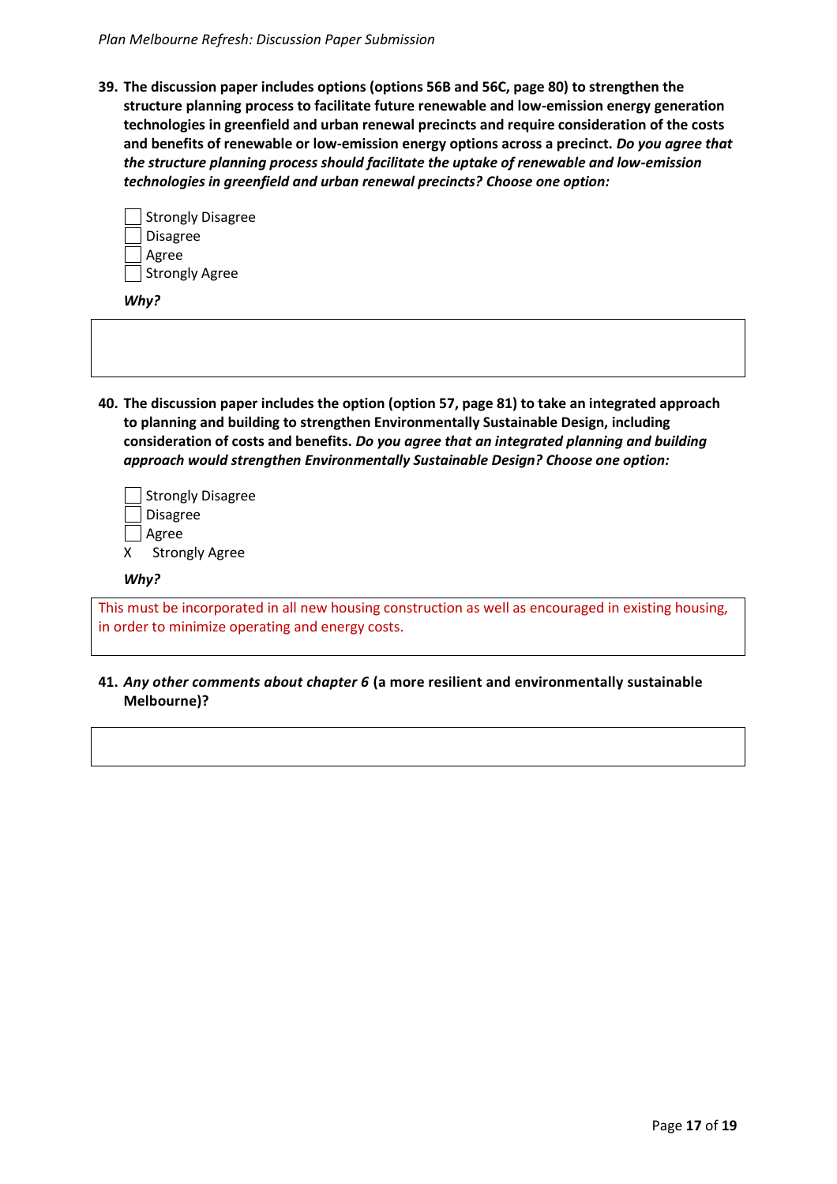**39. The discussion paper includes options (options 56B and 56C, page 80) to strengthen the structure planning process to facilitate future renewable and low-emission energy generation technologies in greenfield and urban renewal precincts and require consideration of the costs and benefits of renewable or low-emission energy options across a precinct.** ***Do you agree that the structure planning process should facilitate the uptake of renewable and low-emission technologies in greenfield and urban renewal precincts? Choose one option:***

- [ ] Strongly Disagree
- [ ] Disagree
- [ ] Agree
- [ ] Strongly Agree

***Why?***

**40. The discussion paper includes the option (option 57, page 81) to take an integrated approach to planning and building to strengthen Environmentally Sustainable Design, including consideration of costs and benefits.** ***Do you agree that an integrated planning and building approach would strengthen Environmentally Sustainable Design? Choose one option:***

- [ ] Strongly Disagree
- [ ] Disagree
- [ ] Agree
- [x] Strongly Agree

***Why?***

This must be incorporated in all new housing construction as well as encouraged in existing housing, in order to minimize operating and energy costs.

**41.** ***Any other comments about chapter 6*** **(a more resilient and environmentally sustainable Melbourne)?**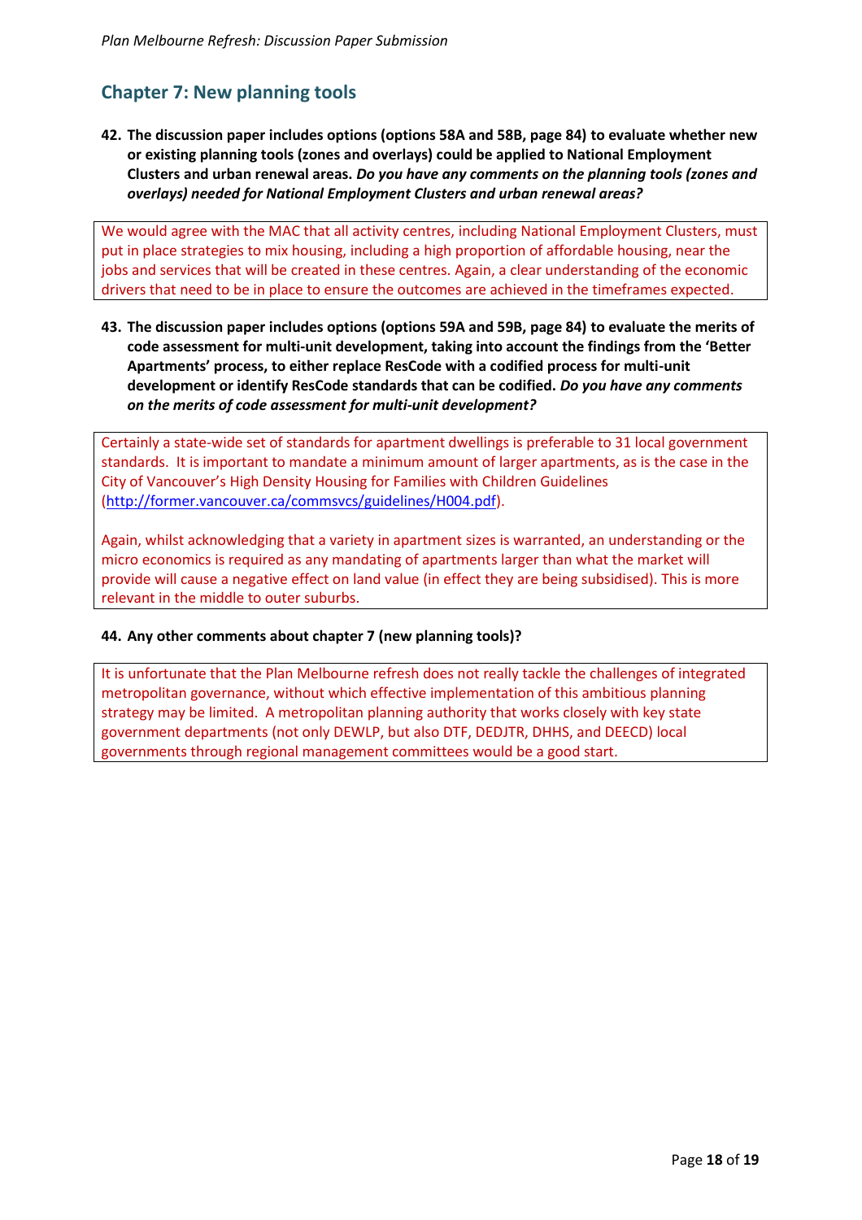## Chapter 7: New planning tools

**42. The discussion paper includes options (options 58A and 58B, page 84) to evaluate whether new or existing planning tools (zones and overlays) could be applied to National Employment Clusters and urban renewal areas. *Do you have any comments on the planning tools (zones and overlays) needed for National Employment Clusters and urban renewal areas?***

We would agree with the MAC that all activity centres, including National Employment Clusters, must put in place strategies to mix housing, including a high proportion of affordable housing, near the jobs and services that will be created in these centres. Again, a clear understanding of the economic drivers that need to be in place to ensure the outcomes are achieved in the timeframes expected.

**43. The discussion paper includes options (options 59A and 59B, page 84) to evaluate the merits of code assessment for multi-unit development, taking into account the findings from the 'Better Apartments' process, to either replace ResCode with a codified process for multi-unit development or identify ResCode standards that can be codified. *Do you have any comments on the merits of code assessment for multi-unit development?***

Certainly a state-wide set of standards for apartment dwellings is preferable to 31 local government standards. It is important to mandate a minimum amount of larger apartments, as is the case in the City of Vancouver's High Density Housing for Families with Children Guidelines (http://former.vancouver.ca/commsvcs/guidelines/H004.pdf).

Again, whilst acknowledging that a variety in apartment sizes is warranted, an understanding or the micro economics is required as any mandating of apartments larger than what the market will provide will cause a negative effect on land value (in effect they are being subsidised). This is more relevant in the middle to outer suburbs.

**44. Any other comments about chapter 7 (new planning tools)?**

It is unfortunate that the Plan Melbourne refresh does not really tackle the challenges of integrated metropolitan governance, without which effective implementation of this ambitious planning strategy may be limited. A metropolitan planning authority that works closely with key state government departments (not only DEWLP, but also DTF, DEDJTR, DHHS, and DEECD) local governments through regional management committees would be a good start.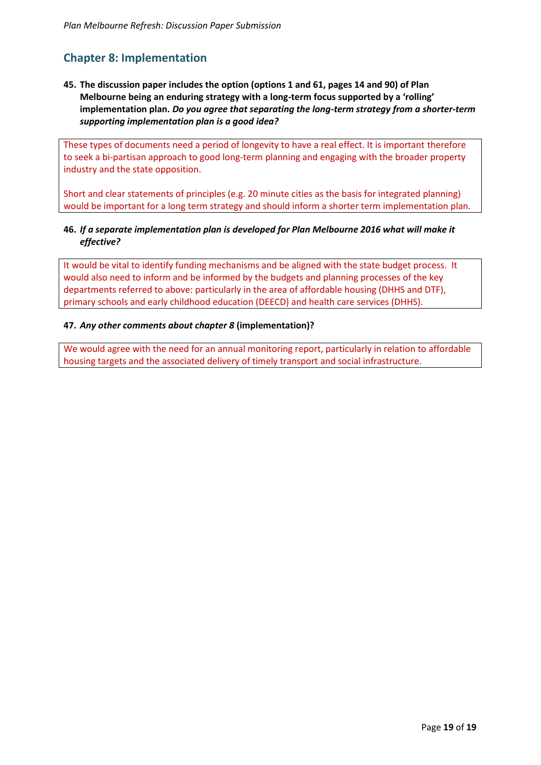## Chapter 8: Implementation

**45. The discussion paper includes the option (options 1 and 61, pages 14 and 90) of Plan Melbourne being an enduring strategy with a long-term focus supported by a 'rolling' implementation plan. *Do you agree that separating the long-term strategy from a shorter-term supporting implementation plan is a good idea?***

These types of documents need a period of longevity to have a real effect. It is important therefore to seek a bi-partisan approach to good long-term planning and engaging with the broader property industry and the state opposition.

Short and clear statements of principles (e.g. 20 minute cities as the basis for integrated planning) would be important for a long term strategy and should inform a shorter term implementation plan.

**46. *If a separate implementation plan is developed for Plan Melbourne 2016 what will make it effective?***

It would be vital to identify funding mechanisms and be aligned with the state budget process. It would also need to inform and be informed by the budgets and planning processes of the key departments referred to above: particularly in the area of affordable housing (DHHS and DTF), primary schools and early childhood education (DEECD) and health care services (DHHS).

**47. *Any other comments about chapter 8* (implementation)?**

We would agree with the need for an annual monitoring report, particularly in relation to affordable housing targets and the associated delivery of timely transport and social infrastructure.